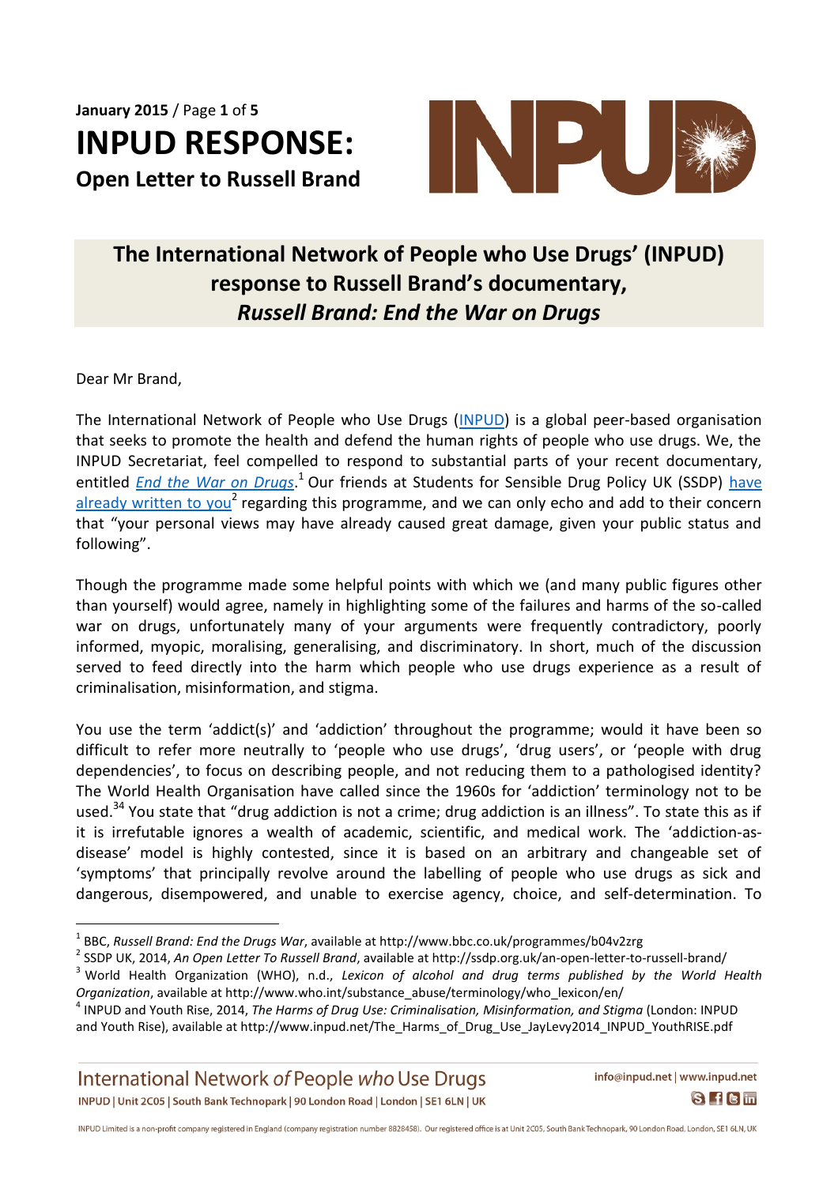# INPUD RESPONSE:

## Open Letter to Russell Brand

## The International Network of People who Use Drugs' (INPUD) response to Russell Brand's documentary, *Russell Brand: End the War on Drugs*

Dear Mr Brand,

The International Network of People who Use Drugs (INPUD) is a global peer-based organisation that seeks to promote the health and defend the human rights of people who use drugs. We, the INPUD Secretariat, feel compelled to respond to substantial parts of your recent documentary, entitled *End the War on Drugs*.[1] Our friends at Students for Sensible Drug Policy UK (SSDP) have already written to you[2] regarding this programme, and we can only echo and add to their concern that "your personal views may have already caused great damage, given your public status and following".

Though the programme made some helpful points with which we (and many public figures other than yourself) would agree, namely in highlighting some of the failures and harms of the so-called war on drugs, unfortunately many of your arguments were frequently contradictory, poorly informed, myopic, moralising, generalising, and discriminatory. In short, much of the discussion served to feed directly into the harm which people who use drugs experience as a result of criminalisation, misinformation, and stigma.

You use the term 'addict(s)' and 'addiction' throughout the programme; would it have been so difficult to refer more neutrally to 'people who use drugs', 'drug users', or 'people with drug dependencies', to focus on describing people, and not reducing them to a pathologised identity? The World Health Organisation have called since the 1960s for 'addiction' terminology not to be used.[3,4] You state that "drug addiction is not a crime; drug addiction is an illness". To state this as if it is irrefutable ignores a wealth of academic, scientific, and medical work. The 'addiction-as-disease' model is highly contested, since it is based on an arbitrary and changeable set of 'symptoms' that principally revolve around the labelling of people who use drugs as sick and dangerous, disempowered, and unable to exercise agency, choice, and self-determination. To

---

[1] BBC, *Russell Brand: End the Drugs War*, available at http://www.bbc.co.uk/programmes/b04v2zrg

[2] SSDP UK, 2014, *An Open Letter To Russell Brand*, available at http://ssdp.org.uk/an-open-letter-to-russell-brand/

[3] World Health Organization (WHO), n.d., *Lexicon of alcohol and drug terms published by the World Health Organization*, available at http://www.who.int/substance_abuse/terminology/who_lexicon/en/

[4] INPUD and Youth Rise, 2014, *The Harms of Drug Use: Criminalisation, Misinformation, and Stigma* (London: INPUD and Youth Rise), available at http://www.inpud.net/The_Harms_of_Drug_Use_JayLevy2014_INPUD_YouthRISE.pdf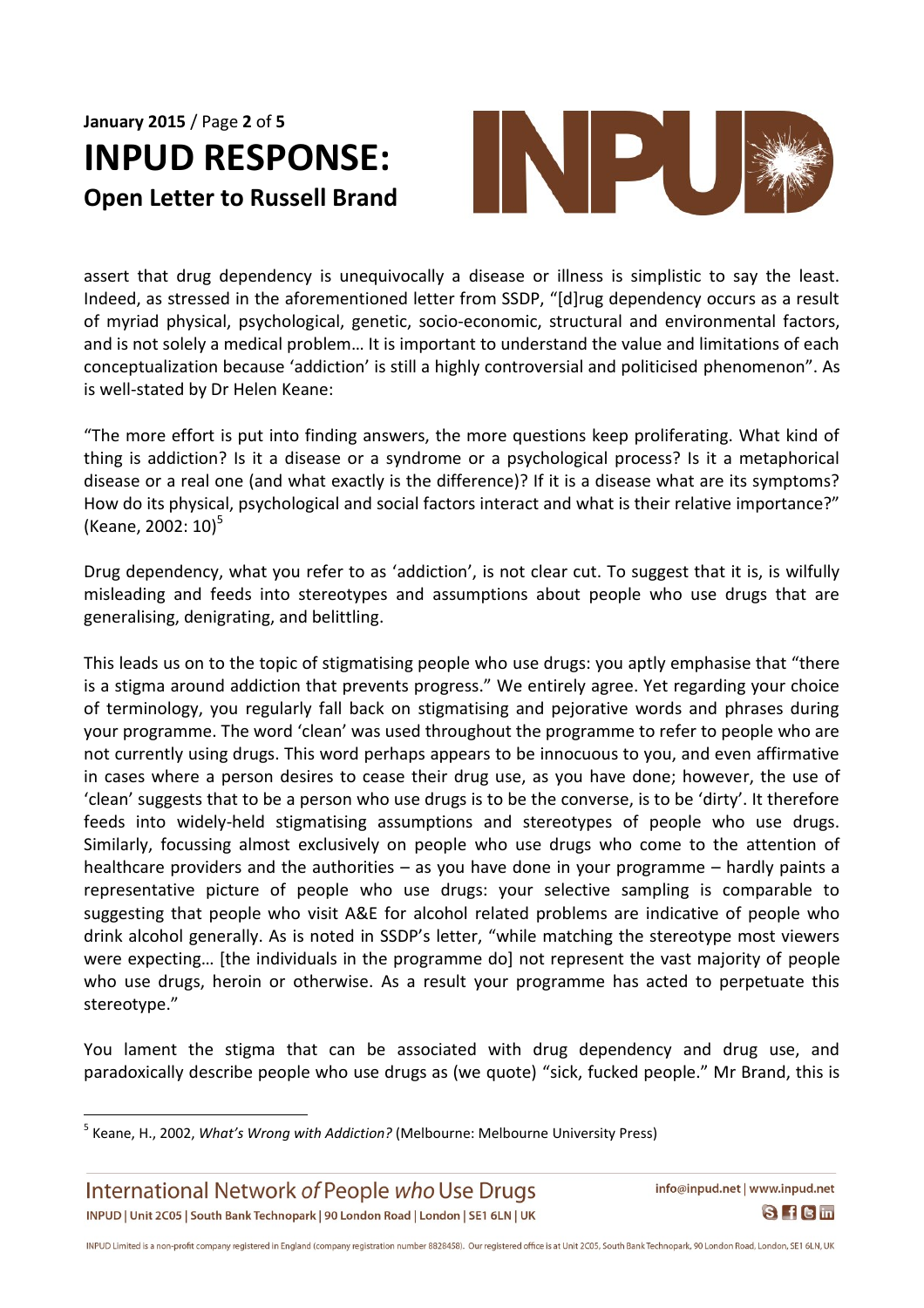assert that drug dependency is unequivocally a disease or illness is simplistic to say the least. Indeed, as stressed in the aforementioned letter from SSDP, "[d]rug dependency occurs as a result of myriad physical, psychological, genetic, socio-economic, structural and environmental factors, and is not solely a medical problem… It is important to understand the value and limitations of each conceptualization because 'addiction' is still a highly controversial and politicised phenomenon". As is well-stated by Dr Helen Keane:

"The more effort is put into finding answers, the more questions keep proliferating. What kind of thing is addiction? Is it a disease or a syndrome or a psychological process? Is it a metaphorical disease or a real one (and what exactly is the difference)? If it is a disease what are its symptoms? How do its physical, psychological and social factors interact and what is their relative importance?" (Keane, 2002: 10)[5]

Drug dependency, what you refer to as 'addiction', is not clear cut. To suggest that it is, is wilfully misleading and feeds into stereotypes and assumptions about people who use drugs that are generalising, denigrating, and belittling.

This leads us on to the topic of stigmatising people who use drugs: you aptly emphasise that "there is a stigma around addiction that prevents progress." We entirely agree. Yet regarding your choice of terminology, you regularly fall back on stigmatising and pejorative words and phrases during your programme. The word 'clean' was used throughout the programme to refer to people who are not currently using drugs. This word perhaps appears to be innocuous to you, and even affirmative in cases where a person desires to cease their drug use, as you have done; however, the use of 'clean' suggests that to be a person who use drugs is to be the converse, is to be 'dirty'. It therefore feeds into widely-held stigmatising assumptions and stereotypes of people who use drugs. Similarly, focussing almost exclusively on people who use drugs who come to the attention of healthcare providers and the authorities – as you have done in your programme – hardly paints a representative picture of people who use drugs: your selective sampling is comparable to suggesting that people who visit A&E for alcohol related problems are indicative of people who drink alcohol generally. As is noted in SSDP's letter, "while matching the stereotype most viewers were expecting… [the individuals in the programme do] not represent the vast majority of people who use drugs, heroin or otherwise. As a result your programme has acted to perpetuate this stereotype."

You lament the stigma that can be associated with drug dependency and drug use, and paradoxically describe people who use drugs as (we quote) "sick, fucked people." Mr Brand, this is

[5] Keane, H., 2002, *What's Wrong with Addiction?* (Melbourne: Melbourne University Press)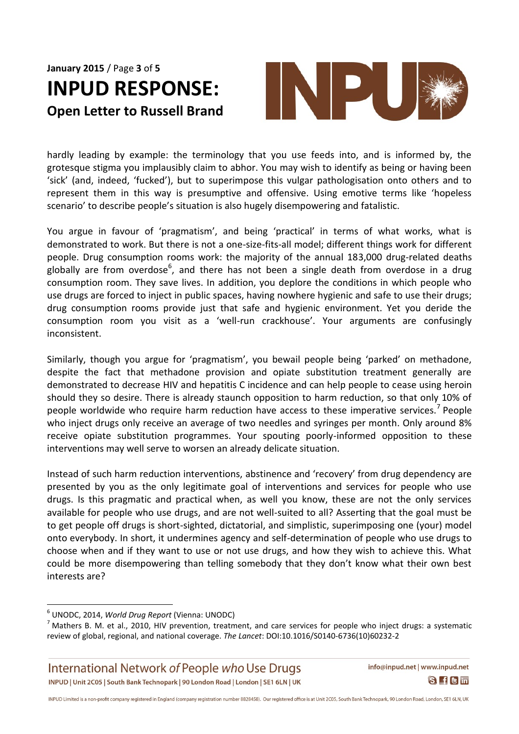hardly leading by example: the terminology that you use feeds into, and is informed by, the grotesque stigma you implausibly claim to abhor. You may wish to identify as being or having been 'sick' (and, indeed, 'fucked'), but to superimpose this vulgar pathologisation onto others and to represent them in this way is presumptive and offensive. Using emotive terms like 'hopeless scenario' to describe people's situation is also hugely disempowering and fatalistic.

You argue in favour of 'pragmatism', and being 'practical' in terms of what works, what is demonstrated to work. But there is not a one-size-fits-all model; different things work for different people. Drug consumption rooms work: the majority of the annual 183,000 drug-related deaths globally are from overdose[6], and there has not been a single death from overdose in a drug consumption room. They save lives. In addition, you deplore the conditions in which people who use drugs are forced to inject in public spaces, having nowhere hygienic and safe to use their drugs; drug consumption rooms provide just that safe and hygienic environment. Yet you deride the consumption room you visit as a 'well-run crackhouse'. Your arguments are confusingly inconsistent.

Similarly, though you argue for 'pragmatism', you bewail people being 'parked' on methadone, despite the fact that methadone provision and opiate substitution treatment generally are demonstrated to decrease HIV and hepatitis C incidence and can help people to cease using heroin should they so desire. There is already staunch opposition to harm reduction, so that only 10% of people worldwide who require harm reduction have access to these imperative services.[7] People who inject drugs only receive an average of two needles and syringes per month. Only around 8% receive opiate substitution programmes. Your spouting poorly-informed opposition to these interventions may well serve to worsen an already delicate situation.

Instead of such harm reduction interventions, abstinence and 'recovery' from drug dependency are presented by you as the only legitimate goal of interventions and services for people who use drugs. Is this pragmatic and practical when, as well you know, these are not the only services available for people who use drugs, and are not well-suited to all? Asserting that the goal must be to get people off drugs is short-sighted, dictatorial, and simplistic, superimposing one (your) model onto everybody. In short, it undermines agency and self-determination of people who use drugs to choose when and if they want to use or not use drugs, and how they wish to achieve this. What could be more disempowering than telling somebody that they don't know what their own best interests are?

---

[6] UNODC, 2014, *World Drug Report* (Vienna: UNODC)

[7] Mathers B. M. et al., 2010, HIV prevention, treatment, and care services for people who inject drugs: a systematic review of global, regional, and national coverage. *The Lancet*: DOI:10.1016/S0140-6736(10)60232-2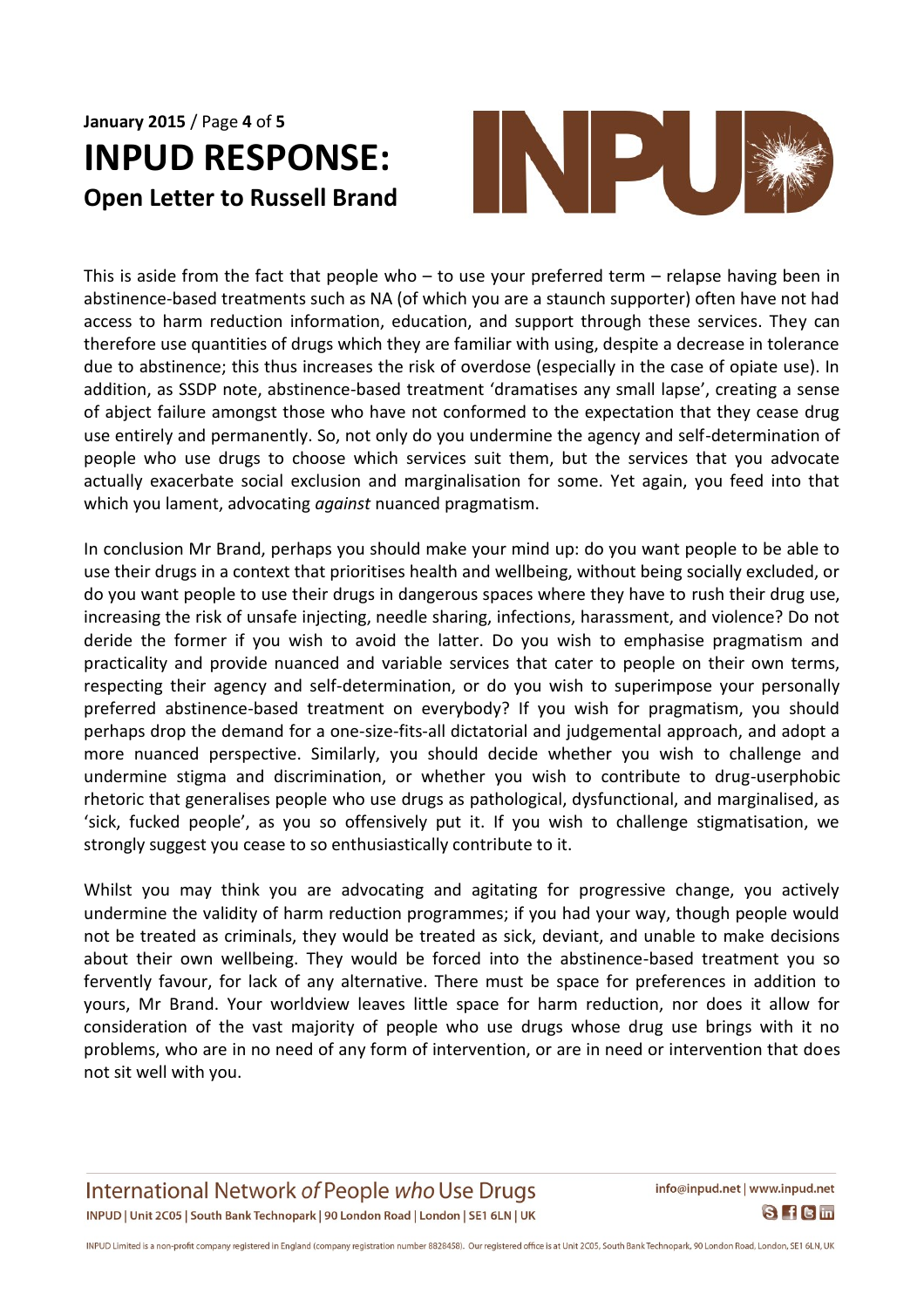This is aside from the fact that people who – to use your preferred term – relapse having been in abstinence-based treatments such as NA (of which you are a staunch supporter) often have not had access to harm reduction information, education, and support through these services. They can therefore use quantities of drugs which they are familiar with using, despite a decrease in tolerance due to abstinence; this thus increases the risk of overdose (especially in the case of opiate use). In addition, as SSDP note, abstinence-based treatment 'dramatises any small lapse', creating a sense of abject failure amongst those who have not conformed to the expectation that they cease drug use entirely and permanently. So, not only do you undermine the agency and self-determination of people who use drugs to choose which services suit them, but the services that you advocate actually exacerbate social exclusion and marginalisation for some. Yet again, you feed into that which you lament, advocating *against* nuanced pragmatism.

In conclusion Mr Brand, perhaps you should make your mind up: do you want people to be able to use their drugs in a context that prioritises health and wellbeing, without being socially excluded, or do you want people to use their drugs in dangerous spaces where they have to rush their drug use, increasing the risk of unsafe injecting, needle sharing, infections, harassment, and violence? Do not deride the former if you wish to avoid the latter. Do you wish to emphasise pragmatism and practicality and provide nuanced and variable services that cater to people on their own terms, respecting their agency and self-determination, or do you wish to superimpose your personally preferred abstinence-based treatment on everybody? If you wish for pragmatism, you should perhaps drop the demand for a one-size-fits-all dictatorial and judgemental approach, and adopt a more nuanced perspective. Similarly, you should decide whether you wish to challenge and undermine stigma and discrimination, or whether you wish to contribute to drug-userphobic rhetoric that generalises people who use drugs as pathological, dysfunctional, and marginalised, as 'sick, fucked people', as you so offensively put it. If you wish to challenge stigmatisation, we strongly suggest you cease to so enthusiastically contribute to it.

Whilst you may think you are advocating and agitating for progressive change, you actively undermine the validity of harm reduction programmes; if you had your way, though people would not be treated as criminals, they would be treated as sick, deviant, and unable to make decisions about their own wellbeing. They would be forced into the abstinence-based treatment you so fervently favour, for lack of any alternative. There must be space for preferences in addition to yours, Mr Brand. Your worldview leaves little space for harm reduction, nor does it allow for consideration of the vast majority of people who use drugs whose drug use brings with it no problems, who are in no need of any form of intervention, or are in need or intervention that does not sit well with you.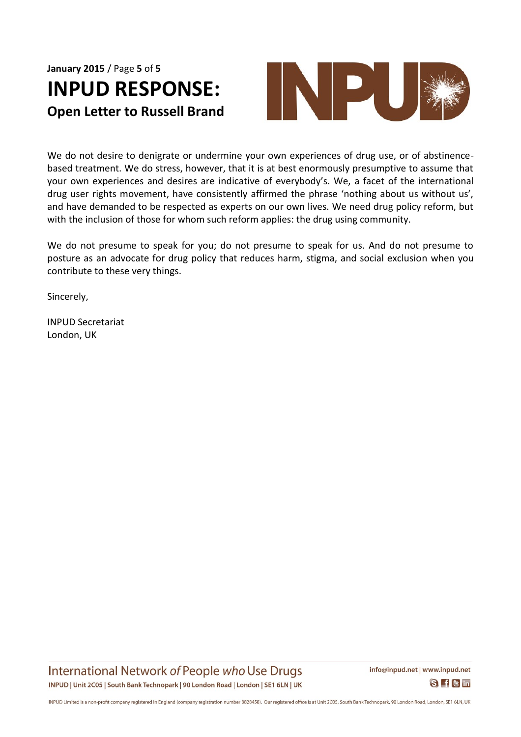We do not desire to denigrate or undermine your own experiences of drug use, or of abstinence-based treatment. We do stress, however, that it is at best enormously presumptive to assume that your own experiences and desires are indicative of everybody's. We, a facet of the international drug user rights movement, have consistently affirmed the phrase 'nothing about us without us', and have demanded to be respected as experts on our own lives. We need drug policy reform, but with the inclusion of those for whom such reform applies: the drug using community.

We do not presume to speak for you; do not presume to speak for us. And do not presume to posture as an advocate for drug policy that reduces harm, stigma, and social exclusion when you contribute to these very things.

Sincerely,

INPUD Secretariat
London, UK